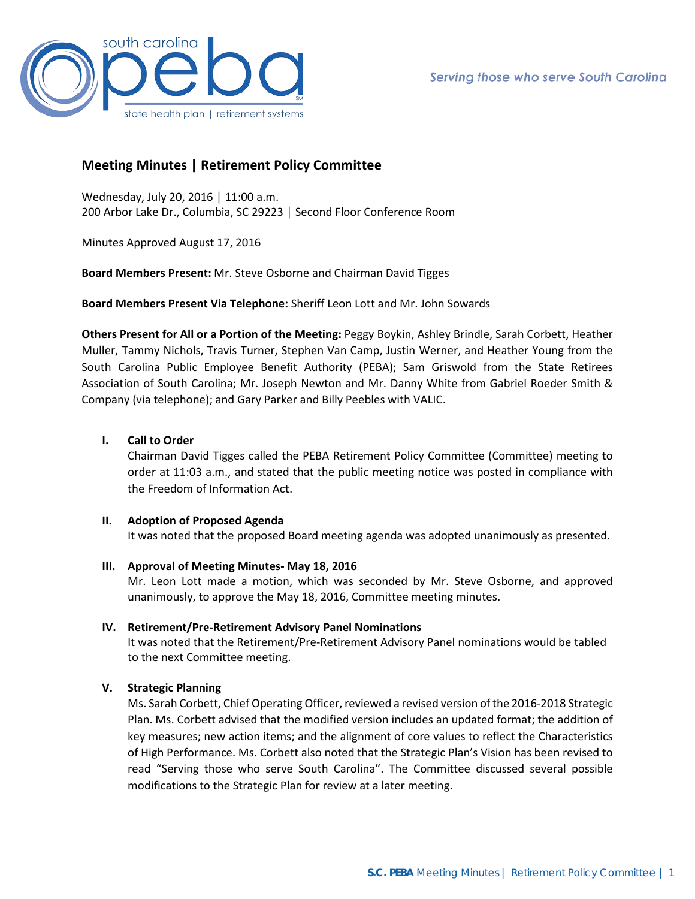# Meeting Minutes | Retirement Policy Committee

Wednesday, July 20, 2016 │ 11:00 a.m.
200 Arbor Lake Dr., Columbia, SC 29223 │ Second Floor Conference Room

Minutes Approved August 17, 2016

**Board Members Present:** Mr. Steve Osborne and Chairman David Tigges

**Board Members Present Via Telephone:** Sheriff Leon Lott and Mr. John Sowards

**Others Present for All or a Portion of the Meeting:** Peggy Boykin, Ashley Brindle, Sarah Corbett, Heather Muller, Tammy Nichols, Travis Turner, Stephen Van Camp, Justin Werner, and Heather Young from the South Carolina Public Employee Benefit Authority (PEBA); Sam Griswold from the State Retirees Association of South Carolina; Mr. Joseph Newton and Mr. Danny White from Gabriel Roeder Smith & Company (via telephone); and Gary Parker and Billy Peebles with VALIC.

## I. Call to Order

Chairman David Tigges called the PEBA Retirement Policy Committee (Committee) meeting to order at 11:03 a.m., and stated that the public meeting notice was posted in compliance with the Freedom of Information Act.

## II. Adoption of Proposed Agenda

It was noted that the proposed Board meeting agenda was adopted unanimously as presented.

## III. Approval of Meeting Minutes- May 18, 2016

Mr. Leon Lott made a motion, which was seconded by Mr. Steve Osborne, and approved unanimously, to approve the May 18, 2016, Committee meeting minutes.

## IV. Retirement/Pre-Retirement Advisory Panel Nominations

It was noted that the Retirement/Pre-Retirement Advisory Panel nominations would be tabled to the next Committee meeting.

## V. Strategic Planning

Ms. Sarah Corbett, Chief Operating Officer, reviewed a revised version of the 2016-2018 Strategic Plan. Ms. Corbett advised that the modified version includes an updated format; the addition of key measures; new action items; and the alignment of core values to reflect the Characteristics of High Performance. Ms. Corbett also noted that the Strategic Plan's Vision has been revised to read "Serving those who serve South Carolina". The Committee discussed several possible modifications to the Strategic Plan for review at a later meeting.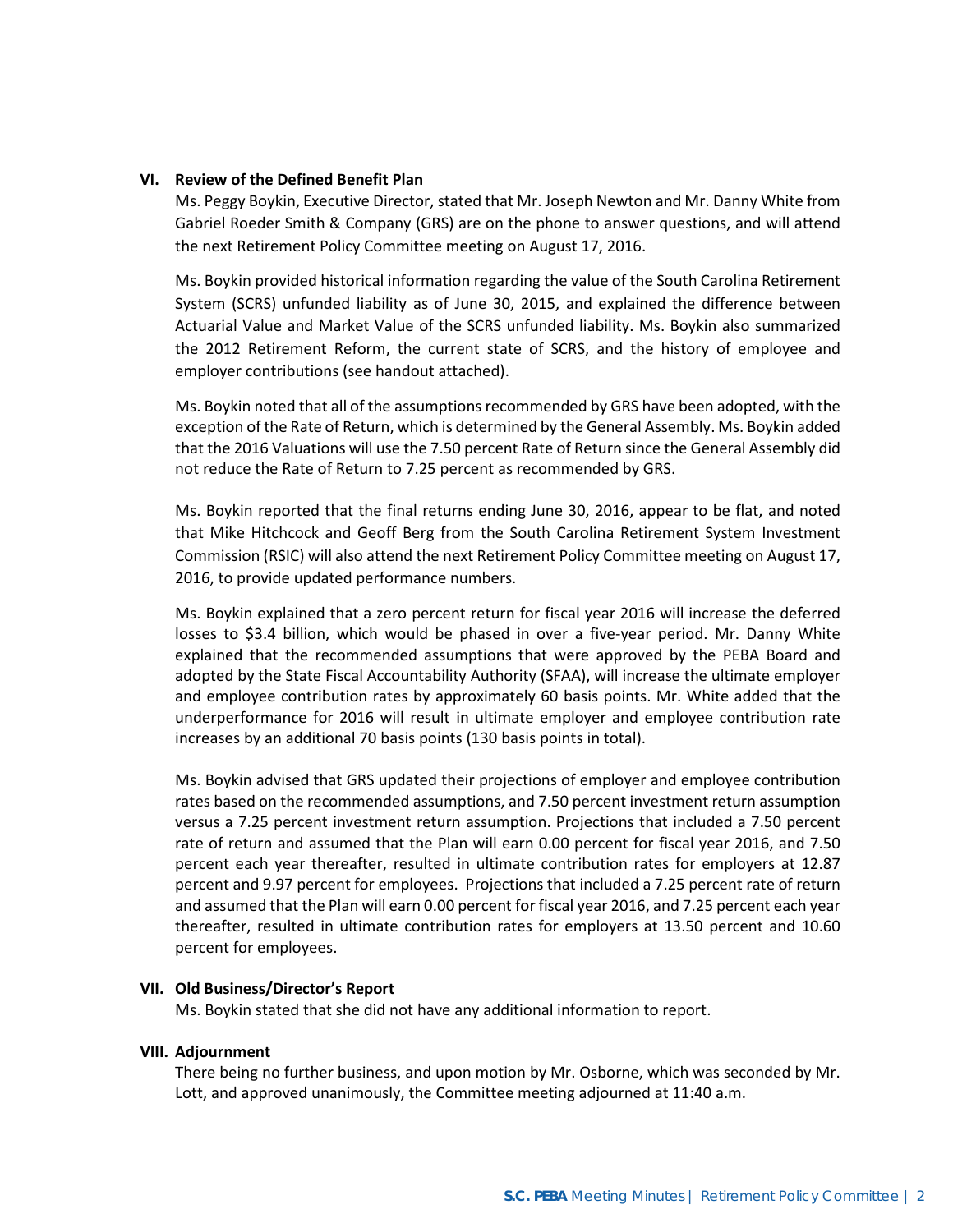## VI. Review of the Defined Benefit Plan

Ms. Peggy Boykin, Executive Director, stated that Mr. Joseph Newton and Mr. Danny White from Gabriel Roeder Smith & Company (GRS) are on the phone to answer questions, and will attend the next Retirement Policy Committee meeting on August 17, 2016.

Ms. Boykin provided historical information regarding the value of the South Carolina Retirement System (SCRS) unfunded liability as of June 30, 2015, and explained the difference between Actuarial Value and Market Value of the SCRS unfunded liability. Ms. Boykin also summarized the 2012 Retirement Reform, the current state of SCRS, and the history of employee and employer contributions (see handout attached).

Ms. Boykin noted that all of the assumptions recommended by GRS have been adopted, with the exception of the Rate of Return, which is determined by the General Assembly. Ms. Boykin added that the 2016 Valuations will use the 7.50 percent Rate of Return since the General Assembly did not reduce the Rate of Return to 7.25 percent as recommended by GRS.

Ms. Boykin reported that the final returns ending June 30, 2016, appear to be flat, and noted that Mike Hitchcock and Geoff Berg from the South Carolina Retirement System Investment Commission (RSIC) will also attend the next Retirement Policy Committee meeting on August 17, 2016, to provide updated performance numbers.

Ms. Boykin explained that a zero percent return for fiscal year 2016 will increase the deferred losses to $3.4 billion, which would be phased in over a five-year period. Mr. Danny White explained that the recommended assumptions that were approved by the PEBA Board and adopted by the State Fiscal Accountability Authority (SFAA), will increase the ultimate employer and employee contribution rates by approximately 60 basis points. Mr. White added that the underperformance for 2016 will result in ultimate employer and employee contribution rate increases by an additional 70 basis points (130 basis points in total).

Ms. Boykin advised that GRS updated their projections of employer and employee contribution rates based on the recommended assumptions, and 7.50 percent investment return assumption versus a 7.25 percent investment return assumption. Projections that included a 7.50 percent rate of return and assumed that the Plan will earn 0.00 percent for fiscal year 2016, and 7.50 percent each year thereafter, resulted in ultimate contribution rates for employers at 12.87 percent and 9.97 percent for employees. Projections that included a 7.25 percent rate of return and assumed that the Plan will earn 0.00 percent for fiscal year 2016, and 7.25 percent each year thereafter, resulted in ultimate contribution rates for employers at 13.50 percent and 10.60 percent for employees.

## VII. Old Business/Director's Report

Ms. Boykin stated that she did not have any additional information to report.

## VIII. Adjournment

There being no further business, and upon motion by Mr. Osborne, which was seconded by Mr. Lott, and approved unanimously, the Committee meeting adjourned at 11:40 a.m.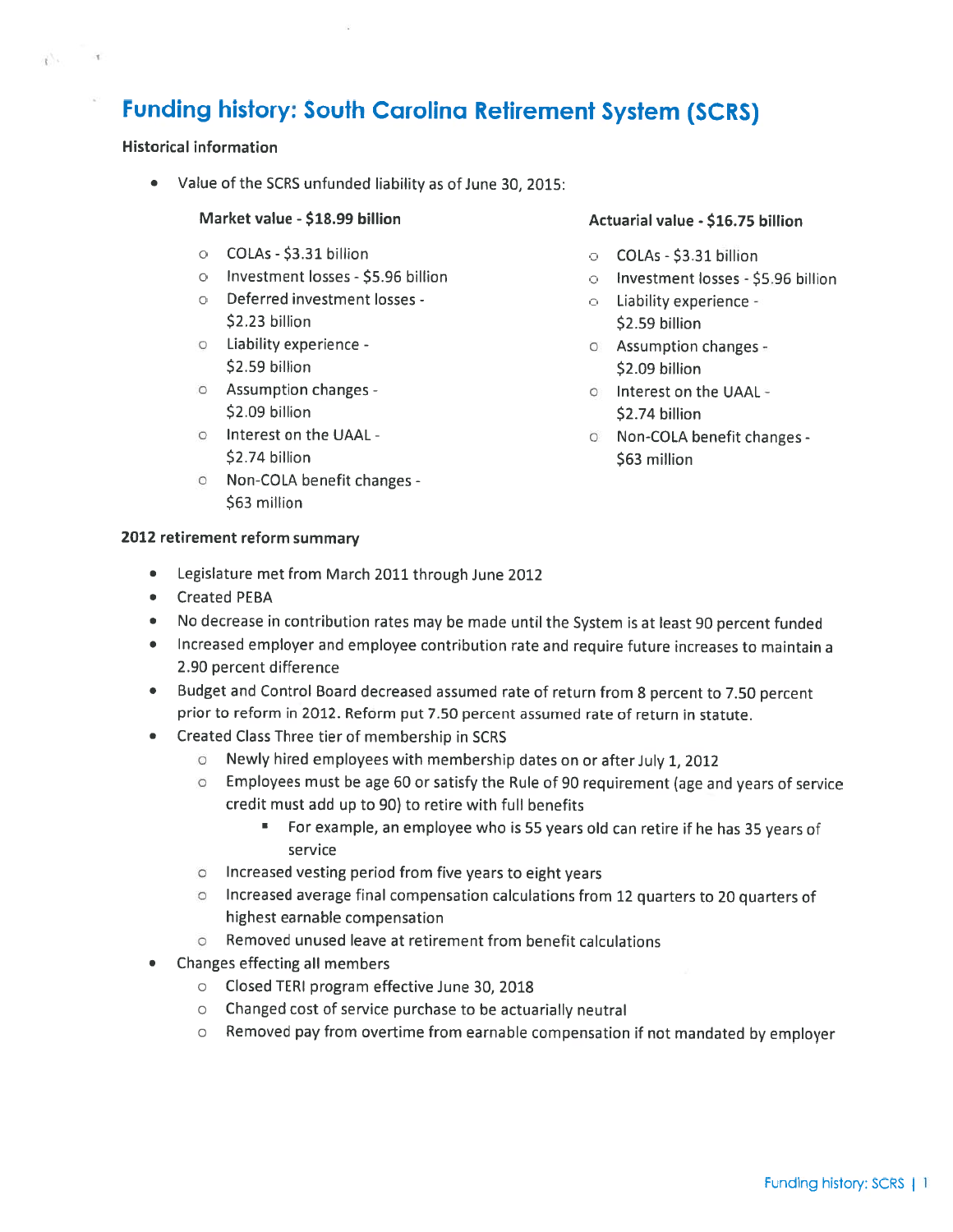# Funding history: South Carolina Retirement System (SCRS)

**Historical information**

- Value of the SCRS unfunded liability as of June 30, 2015:

**Market value - $18.99 billion**

- COLAs - $3.31 billion
- Investment losses - $5.96 billion
- Deferred investment losses - $2.23 billion
- Liability experience - $2.59 billion
- Assumption changes - $2.09 billion
- Interest on the UAAL - $2.74 billion
- Non-COLA benefit changes - $63 million

**Actuarial value - $16.75 billion**

- COLAs - $3.31 billion
- Investment losses - $5.96 billion
- Liability experience - $2.59 billion
- Assumption changes - $2.09 billion
- Interest on the UAAL - $2.74 billion
- Non-COLA benefit changes - $63 million

**2012 retirement reform summary**

- Legislature met from March 2011 through June 2012
- Created PEBA
- No decrease in contribution rates may be made until the System is at least 90 percent funded
- Increased employer and employee contribution rate and require future increases to maintain a 2.90 percent difference
- Budget and Control Board decreased assumed rate of return from 8 percent to 7.50 percent prior to reform in 2012. Reform put 7.50 percent assumed rate of return in statute.
- Created Class Three tier of membership in SCRS
  - Newly hired employees with membership dates on or after July 1, 2012
  - Employees must be age 60 or satisfy the Rule of 90 requirement (age and years of service credit must add up to 90) to retire with full benefits
    - For example, an employee who is 55 years old can retire if he has 35 years of service
  - Increased vesting period from five years to eight years
  - Increased average final compensation calculations from 12 quarters to 20 quarters of highest earnable compensation
  - Removed unused leave at retirement from benefit calculations
- Changes effecting all members
  - Closed TERI program effective June 30, 2018
  - Changed cost of service purchase to be actuarially neutral
  - Removed pay from overtime from earnable compensation if not mandated by employer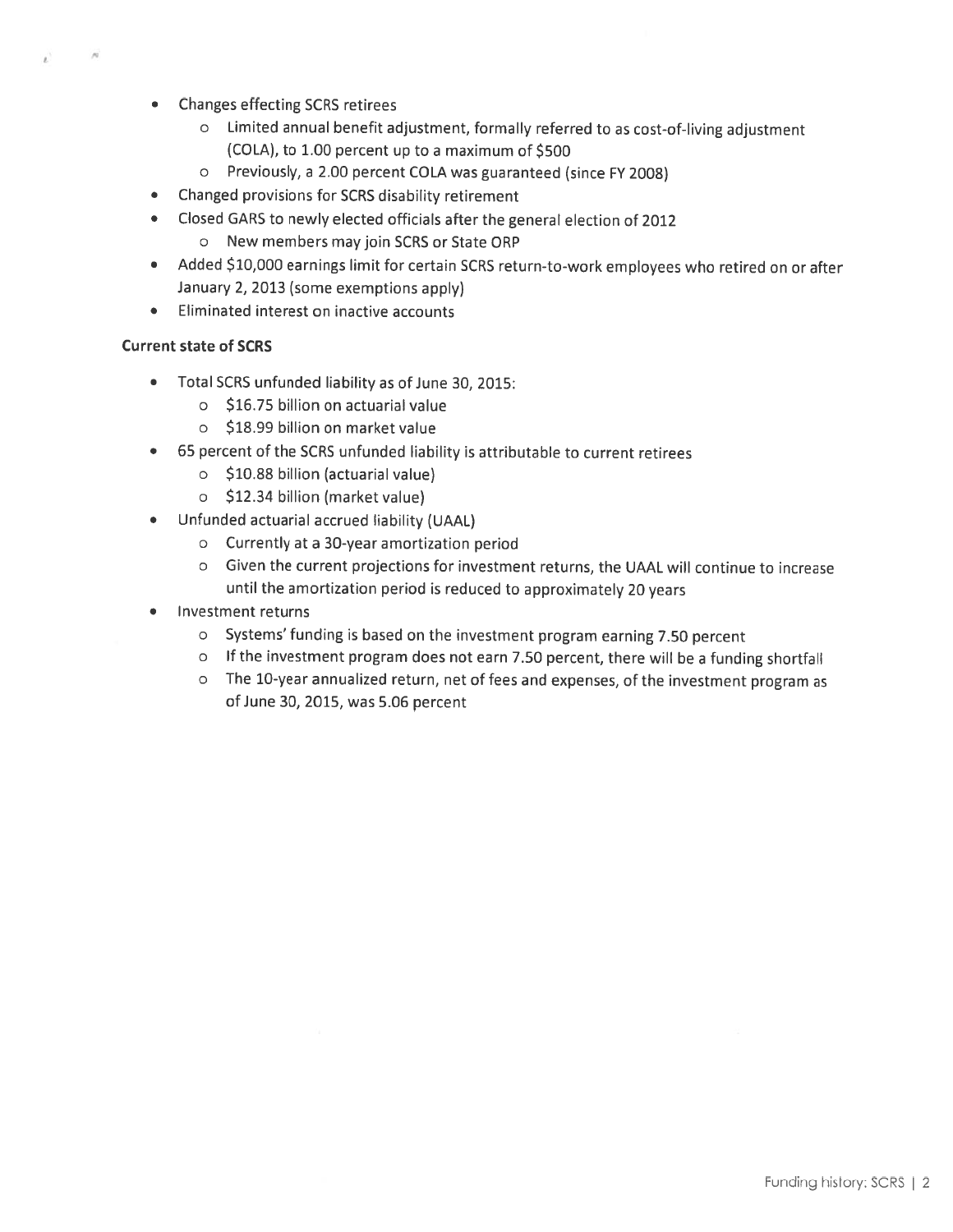- Changes effecting SCRS retirees
  - Limited annual benefit adjustment, formally referred to as cost-of-living adjustment (COLA), to 1.00 percent up to a maximum of $500
  - Previously, a 2.00 percent COLA was guaranteed (since FY 2008)
- Changed provisions for SCRS disability retirement
- Closed GARS to newly elected officials after the general election of 2012
  - New members may join SCRS or State ORP
- Added $10,000 earnings limit for certain SCRS return-to-work employees who retired on or after January 2, 2013 (some exemptions apply)
- Eliminated interest on inactive accounts

**Current state of SCRS**

- Total SCRS unfunded liability as of June 30, 2015:
  - $16.75 billion on actuarial value
  - $18.99 billion on market value
- 65 percent of the SCRS unfunded liability is attributable to current retirees
  - $10.88 billion (actuarial value)
  - $12.34 billion (market value)
- Unfunded actuarial accrued liability (UAAL)
  - Currently at a 30-year amortization period
  - Given the current projections for investment returns, the UAAL will continue to increase until the amortization period is reduced to approximately 20 years
- Investment returns
  - Systems' funding is based on the investment program earning 7.50 percent
  - If the investment program does not earn 7.50 percent, there will be a funding shortfall
  - The 10-year annualized return, net of fees and expenses, of the investment program as of June 30, 2015, was 5.06 percent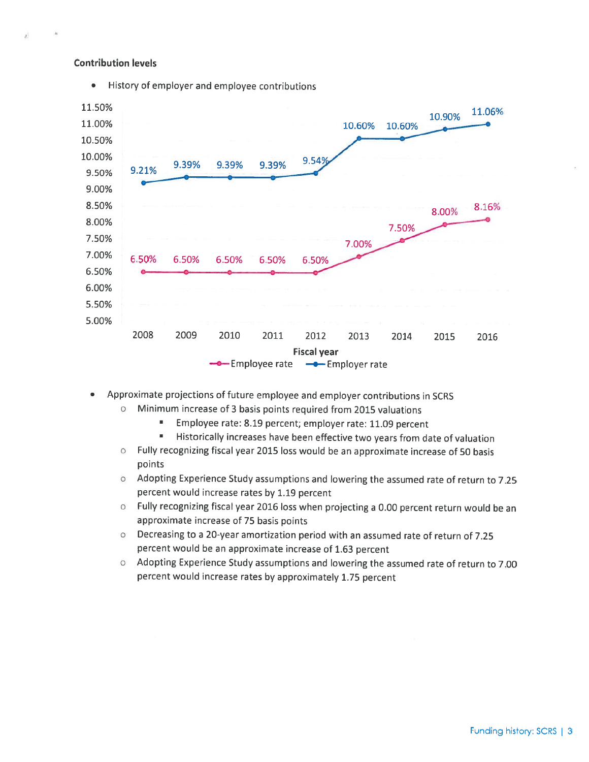**Contribution levels**

- History of employer and employee contributions

11.50%
11.00%
10.50%
10.00%
9.50%
9.00%
8.50%
8.00%
7.50%
7.00%
6.50%
6.00%
5.50%
5.00%

9.21% 9.39% 9.39% 9.39% 9.54% 10.60% 10.60% 10.90% 11.06%

6.50% 6.50% 6.50% 6.50% 6.50% 7.00% 7.50% 8.00% 8.16%

2008 2009 2010 2011 2012 2013 2014 2015 2016

Fiscal year

Employee rate Employer rate

- Approximate projections of future employee and employer contributions in SCRS
  - Minimum increase of 3 basis points required from 2015 valuations
    - Employee rate: 8.19 percent; employer rate: 11.09 percent
    - Historically increases have been effective two years from date of valuation
  - Fully recognizing fiscal year 2015 loss would be an approximate increase of 50 basis points
  - Adopting Experience Study assumptions and lowering the assumed rate of return to 7.25 percent would increase rates by 1.19 percent
  - Fully recognizing fiscal year 2016 loss when projecting a 0.00 percent return would be an approximate increase of 75 basis points
  - Decreasing to a 20-year amortization period with an assumed rate of return of 7.25 percent would be an approximate increase of 1.63 percent
  - Adopting Experience Study assumptions and lowering the assumed rate of return to 7.00 percent would increase rates by approximately 1.75 percent